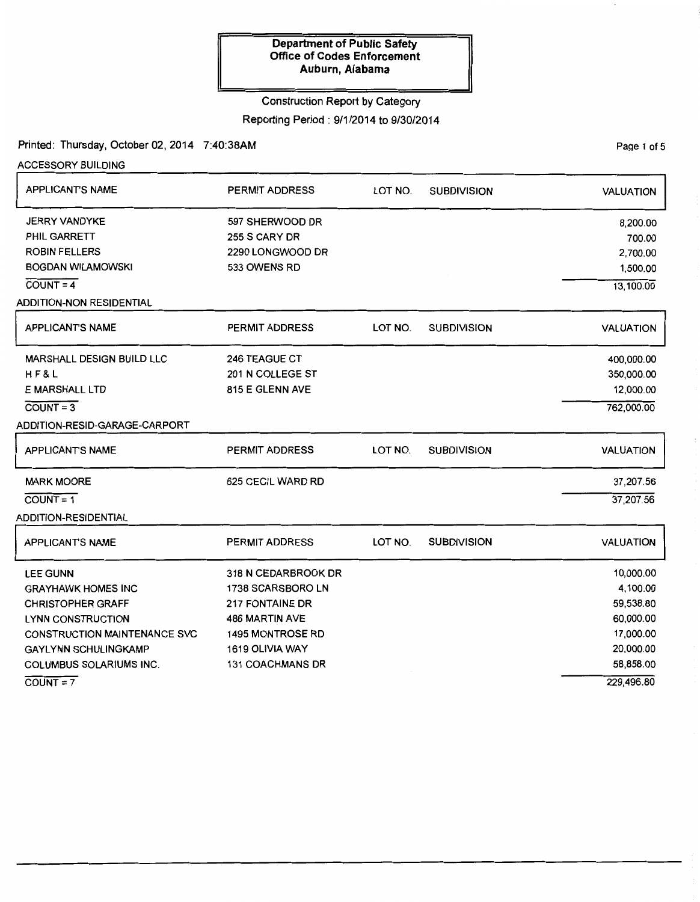**Department of Public Safety**
**Office of Codes Enforcement**
**Auburn, Alabama**

Construction Report by Category

Reporting Period : 9/1/2014 to 9/30/2014

Printed: Thursday, October 02, 2014 7:40:38AM

ACCESSORY BUILDING

| APPLICANT'S NAME | PERMIT ADDRESS | LOT NO. | SUBDIVISION | VALUATION |
|---|---|---|---|---|
| JERRY VANDYKE | 597 SHERWOOD DR | | | 8,200.00 |
| PHIL GARRETT | 255 S CARY DR | | | 700.00 |
| ROBIN FELLERS | 2290 LONGWOOD DR | | | 2,700.00 |
| BOGDAN WILAMOWSKI | 533 OWENS RD | | | 1,500.00 |
| COUNT = 4 | | | | 13,100.00 |

ADDITION-NON RESIDENTIAL

| APPLICANT'S NAME | PERMIT ADDRESS | LOT NO. | SUBDIVISION | VALUATION |
|---|---|---|---|---|
| MARSHALL DESIGN BUILD LLC | 246 TEAGUE CT | | | 400,000.00 |
| H F & L | 201 N COLLEGE ST | | | 350,000.00 |
| E MARSHALL LTD | 815 E GLENN AVE | | | 12,000.00 |
| COUNT = 3 | | | | 762,000.00 |

ADDITION-RESID-GARAGE-CARPORT

| APPLICANT'S NAME | PERMIT ADDRESS | LOT NO. | SUBDIVISION | VALUATION |
|---|---|---|---|---|
| MARK MOORE | 625 CECIL WARD RD | | | 37,207.56 |
| COUNT = 1 | | | | 37,207.56 |

ADDITION-RESIDENTIAL

| APPLICANT'S NAME | PERMIT ADDRESS | LOT NO. | SUBDIVISION | VALUATION |
|---|---|---|---|---|
| LEE GUNN | 318 N CEDARBROOK DR | | | 10,000.00 |
| GRAYHAWK HOMES INC | 1738 SCARSBORO LN | | | 4,100.00 |
| CHRISTOPHER GRAFF | 217 FONTAINE DR | | | 59,538.80 |
| LYNN CONSTRUCTION | 486 MARTIN AVE | | | 60,000.00 |
| CONSTRUCTION MAINTENANCE SVC | 1495 MONTROSE RD | | | 17,000.00 |
| GAYLYNN SCHULINGKAMP | 1619 OLIVIA WAY | | | 20,000.00 |
| COLUMBUS SOLARIUMS INC. | 131 COACHMANS DR | | | 58,858.00 |
| COUNT = 7 | | | | 229,496.80 |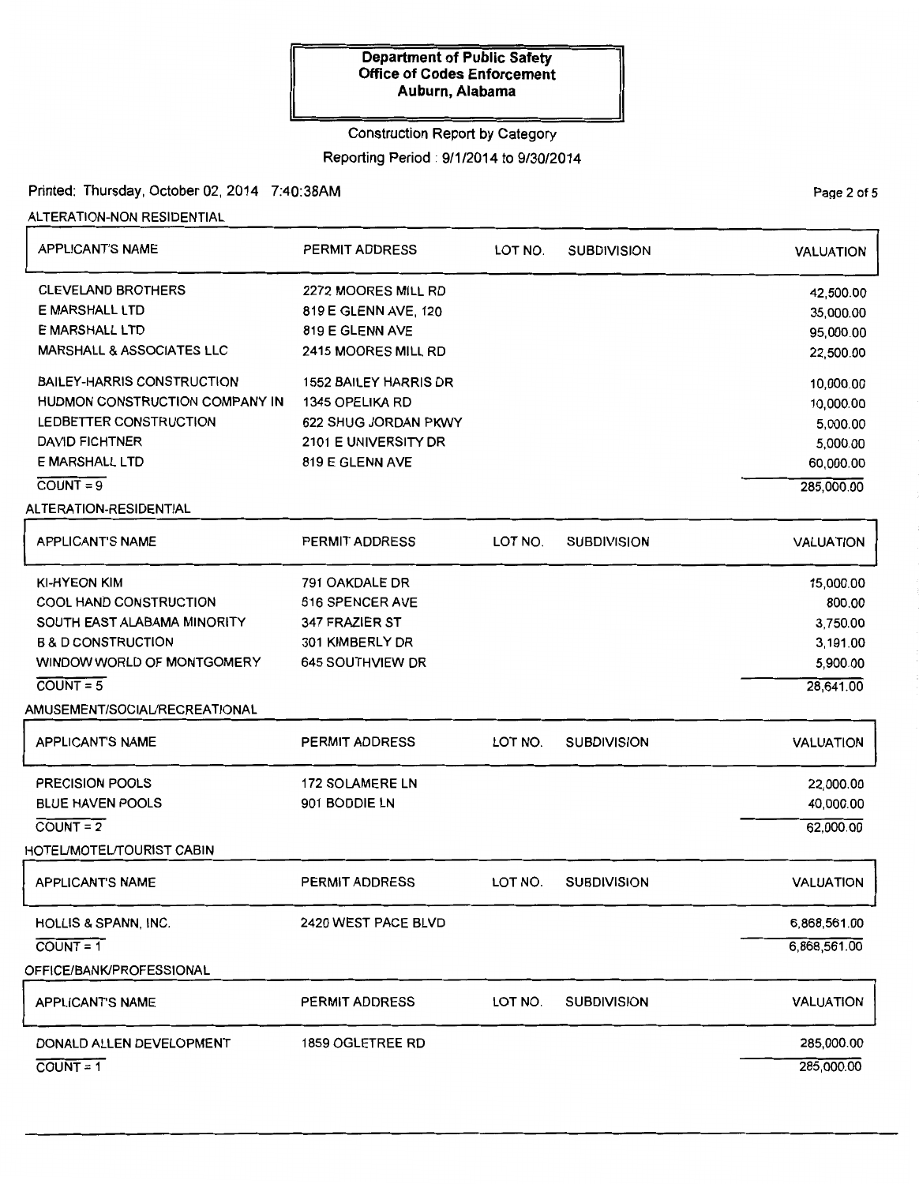**Department of Public Safety**
**Office of Codes Enforcement**
**Auburn, Alabama**

Construction Report by Category

Reporting Period : 9/1/2014 to 9/30/2014

Printed: Thursday, October 02, 2014 7:40:38AM

## ALTERATION-NON RESIDENTIAL

| APPLICANT'S NAME | PERMIT ADDRESS | LOT NO. | SUBDIVISION | VALUATION |
|---|---|---|---|---|
| CLEVELAND BROTHERS | 2272 MOORES MILL RD | | | 42,500.00 |
| E MARSHALL LTD | 819 E GLENN AVE, 120 | | | 35,000.00 |
| E MARSHALL LTD | 819 E GLENN AVE | | | 95,000.00 |
| MARSHALL & ASSOCIATES LLC | 2415 MOORES MILL RD | | | 22,500.00 |
| BAILEY-HARRIS CONSTRUCTION | 1552 BAILEY HARRIS DR | | | 10,000.00 |
| HUDMON CONSTRUCTION COMPANY IN | 1345 OPELIKA RD | | | 10,000.00 |
| LEDBETTER CONSTRUCTION | 622 SHUG JORDAN PKWY | | | 5,000.00 |
| DAVID FICHTNER | 2101 E UNIVERSITY DR | | | 5,000.00 |
| E MARSHALL LTD | 819 E GLENN AVE | | | 60,000.00 |
| COUNT = 9 | | | | 285,000.00 |

## ALTERATION-RESIDENTIAL

| APPLICANT'S NAME | PERMIT ADDRESS | LOT NO. | SUBDIVISION | VALUATION |
|---|---|---|---|---|
| KI-HYEON KIM | 791 OAKDALE DR | | | 15,000.00 |
| COOL HAND CONSTRUCTION | 516 SPENCER AVE | | | 800.00 |
| SOUTH EAST ALABAMA MINORITY | 347 FRAZIER ST | | | 3,750.00 |
| B & D CONSTRUCTION | 301 KIMBERLY DR | | | 3,191.00 |
| WINDOW WORLD OF MONTGOMERY | 645 SOUTHVIEW DR | | | 5,900.00 |
| COUNT = 5 | | | | 28,641.00 |

## AMUSEMENT/SOCIAL/RECREATIONAL

| APPLICANT'S NAME | PERMIT ADDRESS | LOT NO. | SUBDIVISION | VALUATION |
|---|---|---|---|---|
| PRECISION POOLS | 172 SOLAMERE LN | | | 22,000.00 |
| BLUE HAVEN POOLS | 901 BODDIE LN | | | 40,000.00 |
| COUNT = 2 | | | | 62,000.00 |

## HOTEL/MOTEL/TOURIST CABIN

| APPLICANT'S NAME | PERMIT ADDRESS | LOT NO. | SUBDIVISION | VALUATION |
|---|---|---|---|---|
| HOLLIS & SPANN, INC. | 2420 WEST PACE BLVD | | | 6,868,561.00 |
| COUNT = 1 | | | | 6,868,561.00 |

## OFFICE/BANK/PROFESSIONAL

| APPLICANT'S NAME | PERMIT ADDRESS | LOT NO. | SUBDIVISION | VALUATION |
|---|---|---|---|---|
| DONALD ALLEN DEVELOPMENT | 1859 OGLETREE RD | | | 285,000.00 |
| COUNT = 1 | | | | 285,000.00 |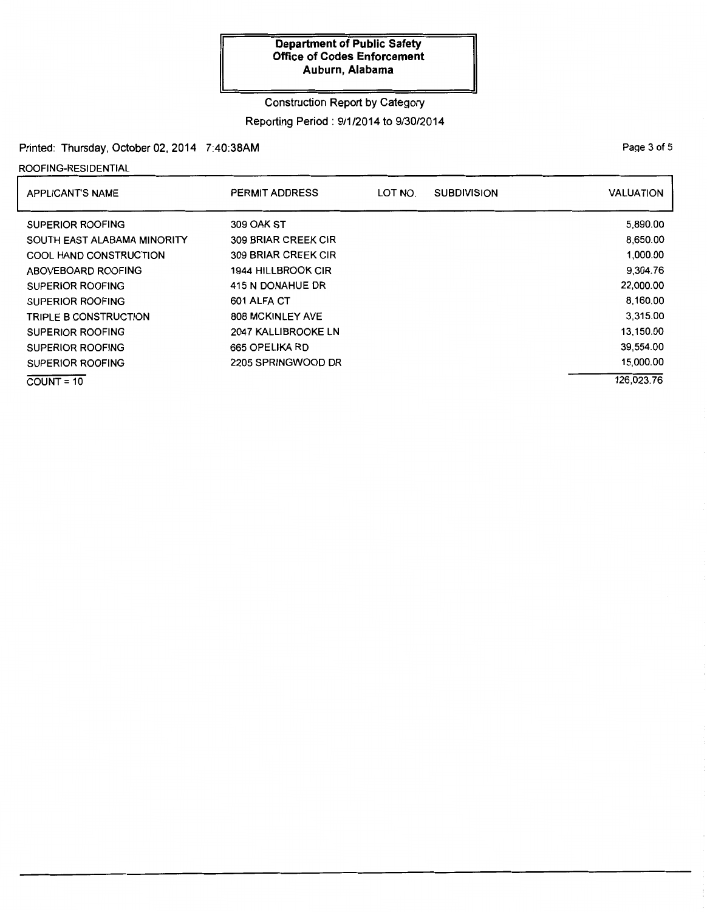**Department of Public Safety**
**Office of Codes Enforcement**
**Auburn, Alabama**

Construction Report by Category

Reporting Period : 9/1/2014 to 9/30/2014

Printed: Thursday, October 02, 2014 7:40:38AM

ROOFING-RESIDENTIAL

| APPLICANT'S NAME | PERMIT ADDRESS | LOT NO. | SUBDIVISION | VALUATION |
|---|---|---|---|---|
| SUPERIOR ROOFING | 309 OAK ST | | | 5,890.00 |
| SOUTH EAST ALABAMA MINORITY | 309 BRIAR CREEK CIR | | | 8,650.00 |
| COOL HAND CONSTRUCTION | 309 BRIAR CREEK CIR | | | 1,000.00 |
| ABOVEBOARD ROOFING | 1944 HILLBROOK CIR | | | 9,304.76 |
| SUPERIOR ROOFING | 415 N DONAHUE DR | | | 22,000.00 |
| SUPERIOR ROOFING | 601 ALFA CT | | | 8,160.00 |
| TRIPLE B CONSTRUCTION | 808 MCKINLEY AVE | | | 3,315.00 |
| SUPERIOR ROOFING | 2047 KALLIBROOKE LN | | | 13,150.00 |
| SUPERIOR ROOFING | 665 OPELIKA RD | | | 39,554.00 |
| SUPERIOR ROOFING | 2205 SPRINGWOOD DR | | | 15,000.00 |
| COUNT = 10 | | | | 126,023.76 |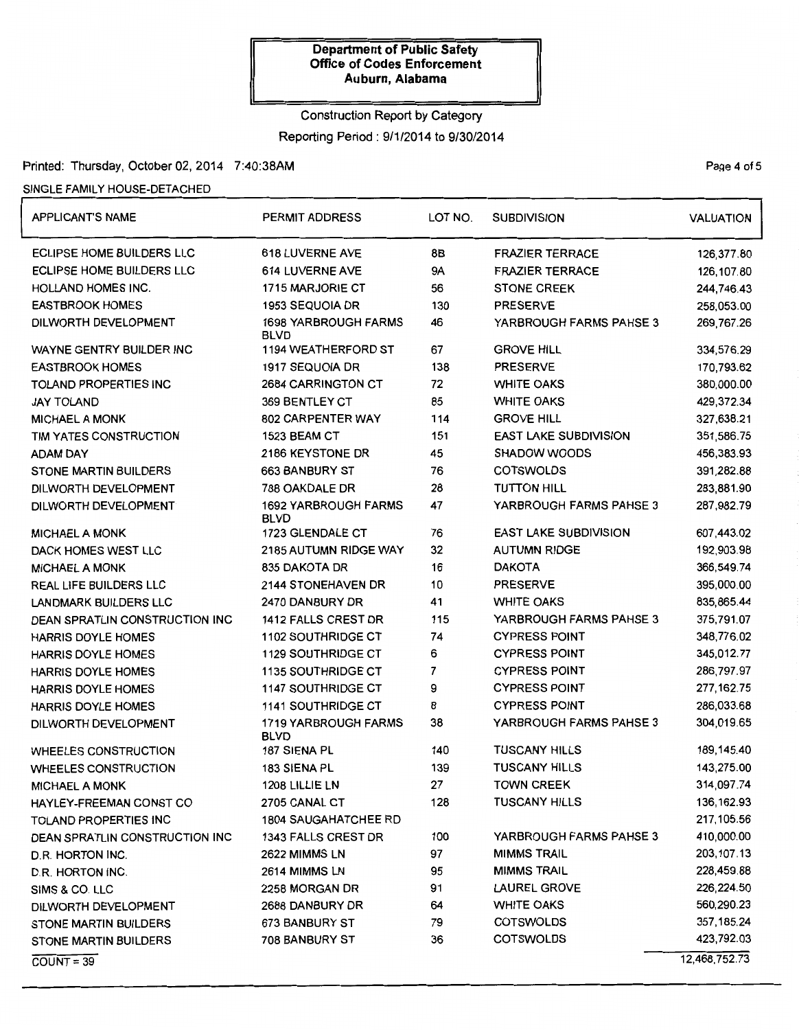**Department of Public Safety**
**Office of Codes Enforcement**
**Auburn, Alabama**

Construction Report by Category

Reporting Period : 9/1/2014 to 9/30/2014

Printed: Thursday, October 02, 2014 7:40:38AM

SINGLE FAMILY HOUSE-DETACHED

| APPLICANT'S NAME | PERMIT ADDRESS | LOT NO. | SUBDIVISION | VALUATION |
|---|---|---|---|---|
| ECLIPSE HOME BUILDERS LLC | 618 LUVERNE AVE | 8B | FRAZIER TERRACE | 126,377.80 |
| ECLIPSE HOME BUILDERS LLC | 614 LUVERNE AVE | 9A | FRAZIER TERRACE | 126,107.80 |
| HOLLAND HOMES INC. | 1715 MARJORIE CT | 56 | STONE CREEK | 244,746.43 |
| EASTBROOK HOMES | 1953 SEQUOIA DR | 130 | PRESERVE | 258,053.00 |
| DILWORTH DEVELOPMENT | 1698 YARBROUGH FARMS BLVD | 46 | YARBROUGH FARMS PAHSE 3 | 269,767.26 |
| WAYNE GENTRY BUILDER INC | 1194 WEATHERFORD ST | 67 | GROVE HILL | 334,576.29 |
| EASTBROOK HOMES | 1917 SEQUOIA DR | 138 | PRESERVE | 170,793.62 |
| TOLAND PROPERTIES INC | 2684 CARRINGTON CT | 72 | WHITE OAKS | 380,000.00 |
| JAY TOLAND | 369 BENTLEY CT | 85 | WHITE OAKS | 429,372.34 |
| MICHAEL A MONK | 802 CARPENTER WAY | 114 | GROVE HILL | 327,638.21 |
| TIM YATES CONSTRUCTION | 1523 BEAM CT | 151 | EAST LAKE SUBDIVISION | 351,586.75 |
| ADAM DAY | 2186 KEYSTONE DR | 45 | SHADOW WOODS | 456,383.93 |
| STONE MARTIN BUILDERS | 663 BANBURY ST | 76 | COTSWOLDS | 391,282.88 |
| DILWORTH DEVELOPMENT | 788 OAKDALE DR | 28 | TUTTON HILL | 283,881.90 |
| DILWORTH DEVELOPMENT | 1692 YARBROUGH FARMS BLVD | 47 | YARBROUGH FARMS PAHSE 3 | 287,982.79 |
| MICHAEL A MONK | 1723 GLENDALE CT | 76 | EAST LAKE SUBDIVISION | 607,443.02 |
| DACK HOMES WEST LLC | 2185 AUTUMN RIDGE WAY | 32 | AUTUMN RIDGE | 192,903.98 |
| MICHAEL A MONK | 835 DAKOTA DR | 16 | DAKOTA | 366,549.74 |
| REAL LIFE BUILDERS LLC | 2144 STONEHAVEN DR | 10 | PRESERVE | 395,000.00 |
| LANDMARK BUILDERS LLC | 2470 DANBURY DR | 41 | WHITE OAKS | 835,865.44 |
| DEAN SPRATLIN CONSTRUCTION INC | 1412 FALLS CREST DR | 115 | YARBROUGH FARMS PAHSE 3 | 375,791.07 |
| HARRIS DOYLE HOMES | 1102 SOUTHRIDGE CT | 74 | CYPRESS POINT | 348,776.02 |
| HARRIS DOYLE HOMES | 1129 SOUTHRIDGE CT | 6 | CYPRESS POINT | 345,012.77 |
| HARRIS DOYLE HOMES | 1135 SOUTHRIDGE CT | 7 | CYPRESS POINT | 286,797.97 |
| HARRIS DOYLE HOMES | 1147 SOUTHRIDGE CT | 9 | CYPRESS POINT | 277,162.75 |
| HARRIS DOYLE HOMES | 1141 SOUTHRIDGE CT | 8 | CYPRESS POINT | 286,033.68 |
| DILWORTH DEVELOPMENT | 1719 YARBROUGH FARMS BLVD | 38 | YARBROUGH FARMS PAHSE 3 | 304,019.65 |
| WHEELES CONSTRUCTION | 187 SIENA PL | 140 | TUSCANY HILLS | 189,145.40 |
| WHEELES CONSTRUCTION | 183 SIENA PL | 139 | TUSCANY HILLS | 143,275.00 |
| MICHAEL A MONK | 1208 LILLIE LN | 27 | TOWN CREEK | 314,097.74 |
| HAYLEY-FREEMAN CONST CO | 2705 CANAL CT | 128 | TUSCANY HILLS | 136,162.93 |
| TOLAND PROPERTIES INC | 1804 SAUGAHATCHEE RD | | | 217,105.56 |
| DEAN SPRATLIN CONSTRUCTION INC | 1343 FALLS CREST DR | 100 | YARBROUGH FARMS PAHSE 3 | 410,000.00 |
| D.R. HORTON INC. | 2622 MIMMS LN | 97 | MIMMS TRAIL | 203,107.13 |
| D.R. HORTON INC. | 2614 MIMMS LN | 95 | MIMMS TRAIL | 228,459.88 |
| SIMS & CO. LLC | 2258 MORGAN DR | 91 | LAUREL GROVE | 226,224.50 |
| DILWORTH DEVELOPMENT | 2688 DANBURY DR | 64 | WHITE OAKS | 560,290.23 |
| STONE MARTIN BUILDERS | 673 BANBURY ST | 79 | COTSWOLDS | 357,185.24 |
| STONE MARTIN BUILDERS | 708 BANBURY ST | 36 | COTSWOLDS | 423,792.03 |
| COUNT = 39 | | | | 12,468,752.73 |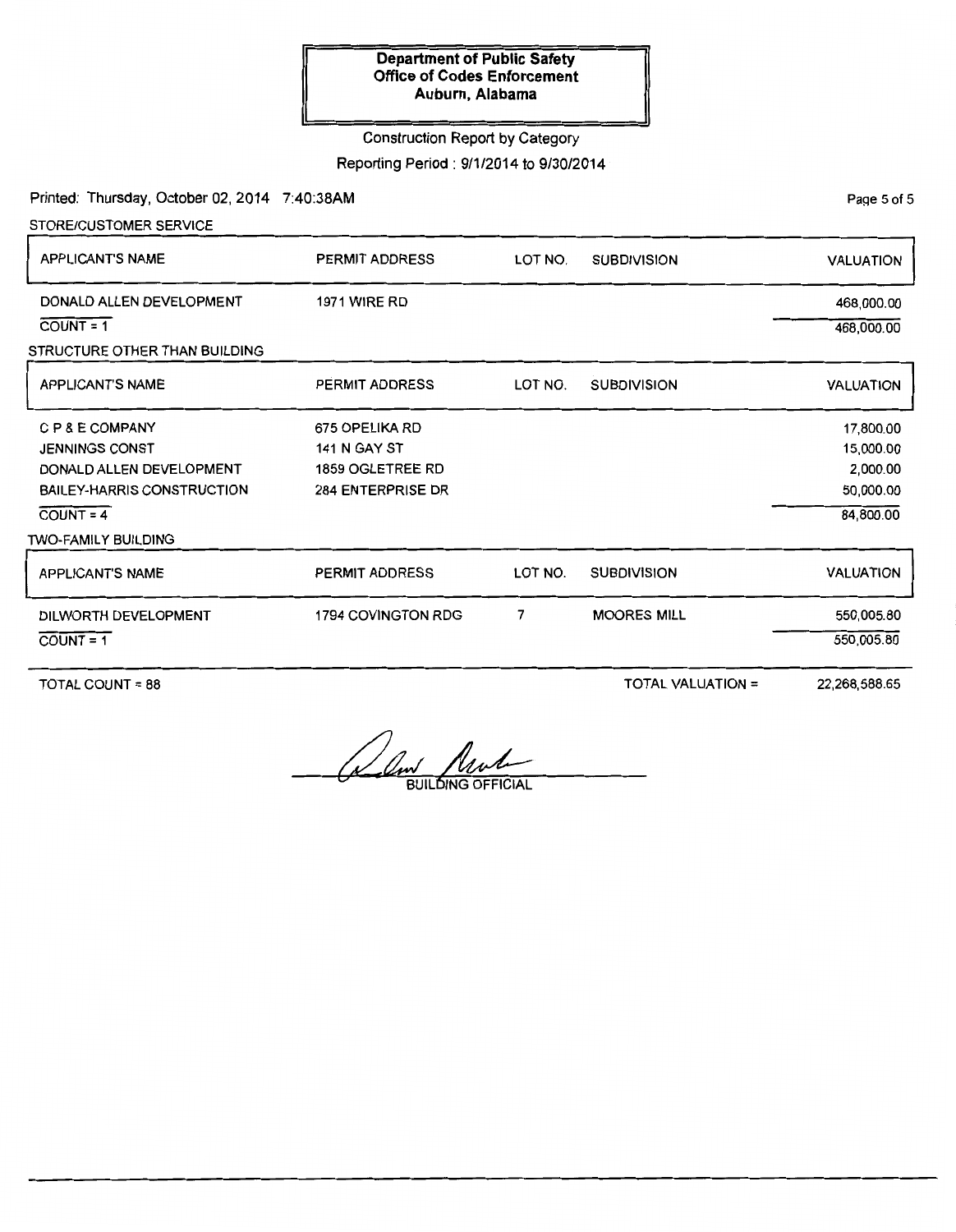**Department of Public Safety**
**Office of Codes Enforcement**
**Auburn, Alabama**

Construction Report by Category

Reporting Period : 9/1/2014 to 9/30/2014

Printed: Thursday, October 02, 2014 7:40:38AM

STORE/CUSTOMER SERVICE

| APPLICANT'S NAME | PERMIT ADDRESS | LOT NO. | SUBDIVISION | VALUATION |
|---|---|---|---|---|
| DONALD ALLEN DEVELOPMENT | 1971 WIRE RD | | | 468,000.00 |
| COUNT = 1 | | | | 468,000.00 |

STRUCTURE OTHER THAN BUILDING

| APPLICANT'S NAME | PERMIT ADDRESS | LOT NO. | SUBDIVISION | VALUATION |
|---|---|---|---|---|
| C P & E COMPANY | 675 OPELIKA RD | | | 17,800.00 |
| JENNINGS CONST | 141 N GAY ST | | | 15,000.00 |
| DONALD ALLEN DEVELOPMENT | 1859 OGLETREE RD | | | 2,000.00 |
| BAILEY-HARRIS CONSTRUCTION | 284 ENTERPRISE DR | | | 50,000.00 |
| COUNT = 4 | | | | 84,800.00 |

TWO-FAMILY BUILDING

| APPLICANT'S NAME | PERMIT ADDRESS | LOT NO. | SUBDIVISION | VALUATION |
|---|---|---|---|---|
| DILWORTH DEVELOPMENT | 1794 COVINGTON RDG | 7 | MOORES MILL | 550,005.80 |
| COUNT = 1 | | | | 550,005.80 |

TOTAL COUNT = 88

TOTAL VALUATION = 22,268,588.65

BUILDING OFFICIAL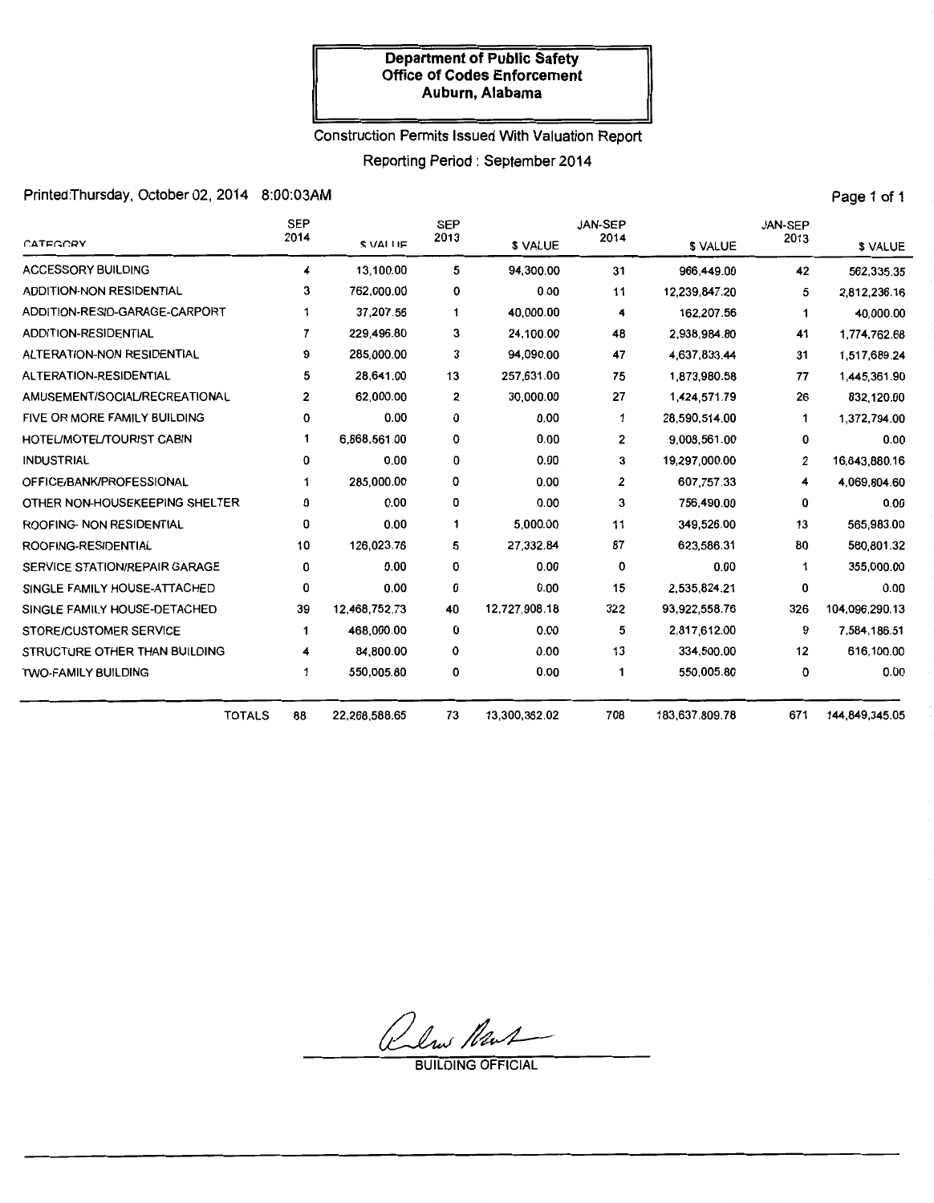**Department of Public Safety**
**Office of Codes Enforcement**
**Auburn, Alabama**

Construction Permits Issued With Valuation Report

Reporting Period : September 2014

Printed:Thursday, October 02, 2014 8:00:03AM

| CATEGORY | SEP 2014 | $ VALUE | SEP 2013 | $ VALUE | JAN-SEP 2014 | $ VALUE | JAN-SEP 2013 | $ VALUE |
|---|---|---|---|---|---|---|---|---|
| ACCESSORY BUILDING | 4 | 13,100.00 | 5 | 94,300.00 | 31 | 966,449.00 | 42 | 562,335.35 |
| ADDITION-NON RESIDENTIAL | 3 | 762,000.00 | 0 | 0.00 | 11 | 12,239,847.20 | 5 | 2,812,236.16 |
| ADDITION-RESID-GARAGE-CARPORT | 1 | 37,207.56 | 1 | 40,000.00 | 4 | 162,207.56 | 1 | 40,000.00 |
| ADDITION-RESIDENTIAL | 7 | 229,496.80 | 3 | 24,100.00 | 48 | 2,938,984.80 | 41 | 1,774,762.68 |
| ALTERATION-NON RESIDENTIAL | 9 | 285,000.00 | 3 | 94,090.00 | 47 | 4,637,833.44 | 31 | 1,517,689.24 |
| ALTERATION-RESIDENTIAL | 5 | 28,641.00 | 13 | 257,631.00 | 75 | 1,873,980.58 | 77 | 1,445,361.90 |
| AMUSEMENT/SOCIAL/RECREATIONAL | 2 | 62,000.00 | 2 | 30,000.00 | 27 | 1,424,571.79 | 26 | 832,120.00 |
| FIVE OR MORE FAMILY BUILDING | 0 | 0.00 | 0 | 0.00 | 1 | 28,590,514.00 | 1 | 1,372,794.00 |
| HOTEL/MOTEL/TOURIST CABIN | 1 | 6,868,561.00 | 0 | 0.00 | 2 | 9,008,561.00 | 0 | 0.00 |
| INDUSTRIAL | 0 | 0.00 | 0 | 0.00 | 3 | 19,297,000.00 | 2 | 16,643,880.16 |
| OFFICE/BANK/PROFESSIONAL | 1 | 285,000.00 | 0 | 0.00 | 2 | 607,757.33 | 4 | 4,069,804.60 |
| OTHER NON-HOUSEKEEPING SHELTER | 0 | 0.00 | 0 | 0.00 | 3 | 756,490.00 | 0 | 0.00 |
| ROOFING- NON RESIDENTIAL | 0 | 0.00 | 1 | 5,000.00 | 11 | 349,526.00 | 13 | 565,983.00 |
| ROOFING-RESIDENTIAL | 10 | 126,023.76 | 5 | 27,332.84 | 87 | 623,586.31 | 80 | 560,801.32 |
| SERVICE STATION/REPAIR GARAGE | 0 | 0.00 | 0 | 0.00 | 0 | 0.00 | 1 | 355,000.00 |
| SINGLE FAMILY HOUSE-ATTACHED | 0 | 0.00 | 0 | 0.00 | 15 | 2,535,824.21 | 0 | 0.00 |
| SINGLE FAMILY HOUSE-DETACHED | 39 | 12,468,752.73 | 40 | 12,727,908.18 | 322 | 93,922,558.76 | 326 | 104,096,290.13 |
| STORE/CUSTOMER SERVICE | 1 | 468,000.00 | 0 | 0.00 | 5 | 2,817,612.00 | 9 | 7,584,186.51 |
| STRUCTURE OTHER THAN BUILDING | 4 | 84,800.00 | 0 | 0.00 | 13 | 334,500.00 | 12 | 616,100.00 |
| TWO-FAMILY BUILDING | 1 | 550,005.80 | 0 | 0.00 | 1 | 550,005.80 | 0 | 0.00 |
| TOTALS | 88 | 22,268,588.65 | 73 | 13,300,362.02 | 708 | 183,637,809.78 | 671 | 144,849,345.05 |

BUILDING OFFICIAL